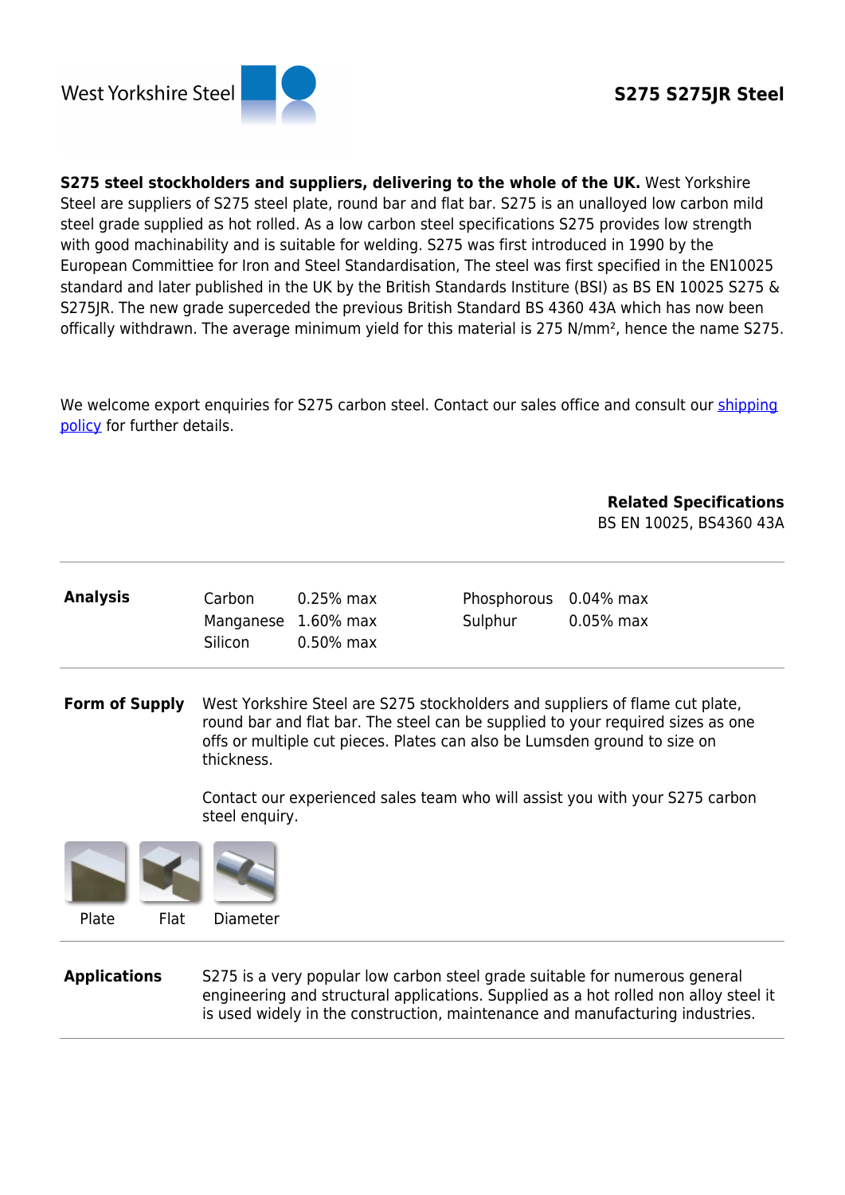West Yorkshire Steel

# S275 S275JR Steel

**S275 steel stockholders and suppliers, delivering to the whole of the UK.** West Yorkshire Steel are suppliers of S275 steel plate, round bar and flat bar. S275 is an unalloyed low carbon mild steel grade supplied as hot rolled. As a low carbon steel specifications S275 provides low strength with good machinability and is suitable for welding. S275 was first introduced in 1990 by the European Committiee for Iron and Steel Standardisation, The steel was first specified in the EN10025 standard and later published in the UK by the British Standards Institure (BSI) as BS EN 10025 S275 & S275JR. The new grade superceded the previous British Standard BS 4360 43A which has now been offically withdrawn. The average minimum yield for this material is 275 N/mm², hence the name S275.

We welcome export enquiries for S275 carbon steel. Contact our sales office and consult our shipping policy for further details.

**Related Specifications**
BS EN 10025, BS4360 43A

**Analysis**

| Element | Value | Element | Value |
|---|---|---|---|
| Carbon | 0.25% max | Phosphorous | 0.04% max |
| Manganese | 1.60% max | Sulphur | 0.05% max |
| Silicon | 0.50% max | | |

**Form of Supply**

West Yorkshire Steel are S275 stockholders and suppliers of flame cut plate, round bar and flat bar. The steel can be supplied to your required sizes as one offs or multiple cut pieces. Plates can also be Lumsden ground to size on thickness.

Contact our experienced sales team who will assist you with your S275 carbon steel enquiry.

Plate Flat Diameter

**Applications**

S275 is a very popular low carbon steel grade suitable for numerous general engineering and structural applications. Supplied as a hot rolled non alloy steel it is used widely in the construction, maintenance and manufacturing industries.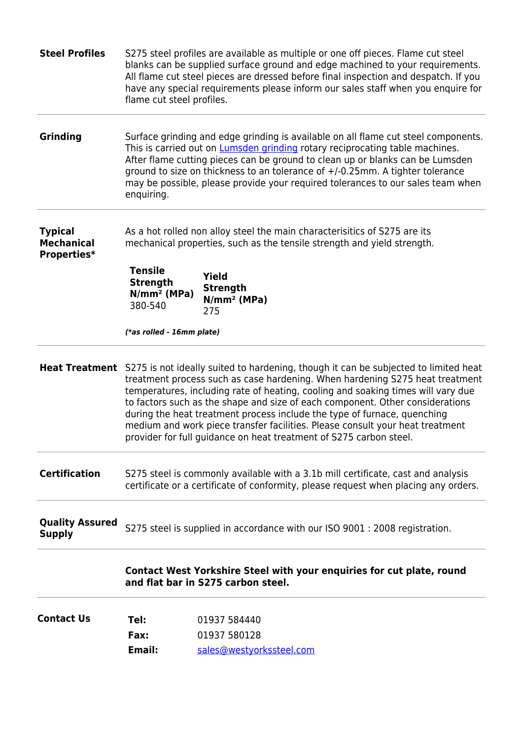**Steel Profiles**

S275 steel profiles are available as multiple or one off pieces. Flame cut steel blanks can be supplied surface ground and edge machined to your requirements. All flame cut steel pieces are dressed before final inspection and despatch. If you have any special requirements please inform our sales staff when you enquire for flame cut steel profiles.

---

**Grinding**

Surface grinding and edge grinding is available on all flame cut steel components. This is carried out on [Lumsden grinding](#) rotary reciprocating table machines. After flame cutting pieces can be ground to clean up or blanks can be Lumsden ground to size on thickness to an tolerance of +/-0.25mm. A tighter tolerance may be possible, please provide your required tolerances to our sales team when enquiring.

---

**Typical Mechanical Properties***

As a hot rolled non alloy steel the main characterisitics of S275 are its mechanical properties, such as the tensile strength and yield strength.

| Tensile Strength N/mm² (MPa) | Yield Strength N/mm² (MPa) |
|---|---|
| 380-540 | 275 |

***(*as rolled - 16mm plate)***

---

**Heat Treatment**

S275 is not ideally suited to hardening, though it can be subjected to limited heat treatment process such as case hardening. When hardening S275 heat treatment temperatures, including rate of heating, cooling and soaking times will vary due to factors such as the shape and size of each component. Other considerations during the heat treatment process include the type of furnace, quenching medium and work piece transfer facilities. Please consult your heat treatment provider for full guidance on heat treatment of S275 carbon steel.

---

**Certification**

S275 steel is commonly available with a 3.1b mill certificate, cast and analysis certificate or a certificate of conformity, please request when placing any orders.

---

**Quality Assured Supply**

S275 steel is supplied in accordance with our ISO 9001 : 2008 registration.

---

**Contact West Yorkshire Steel with your enquiries for cut plate, round and flat bar in S275 carbon steel.**

---

**Contact Us**

| | |
|---|---|
| **Tel:** | 01937 584440 |
| **Fax:** | 01937 580128 |
| **Email:** | sales@westyorkssteel.com |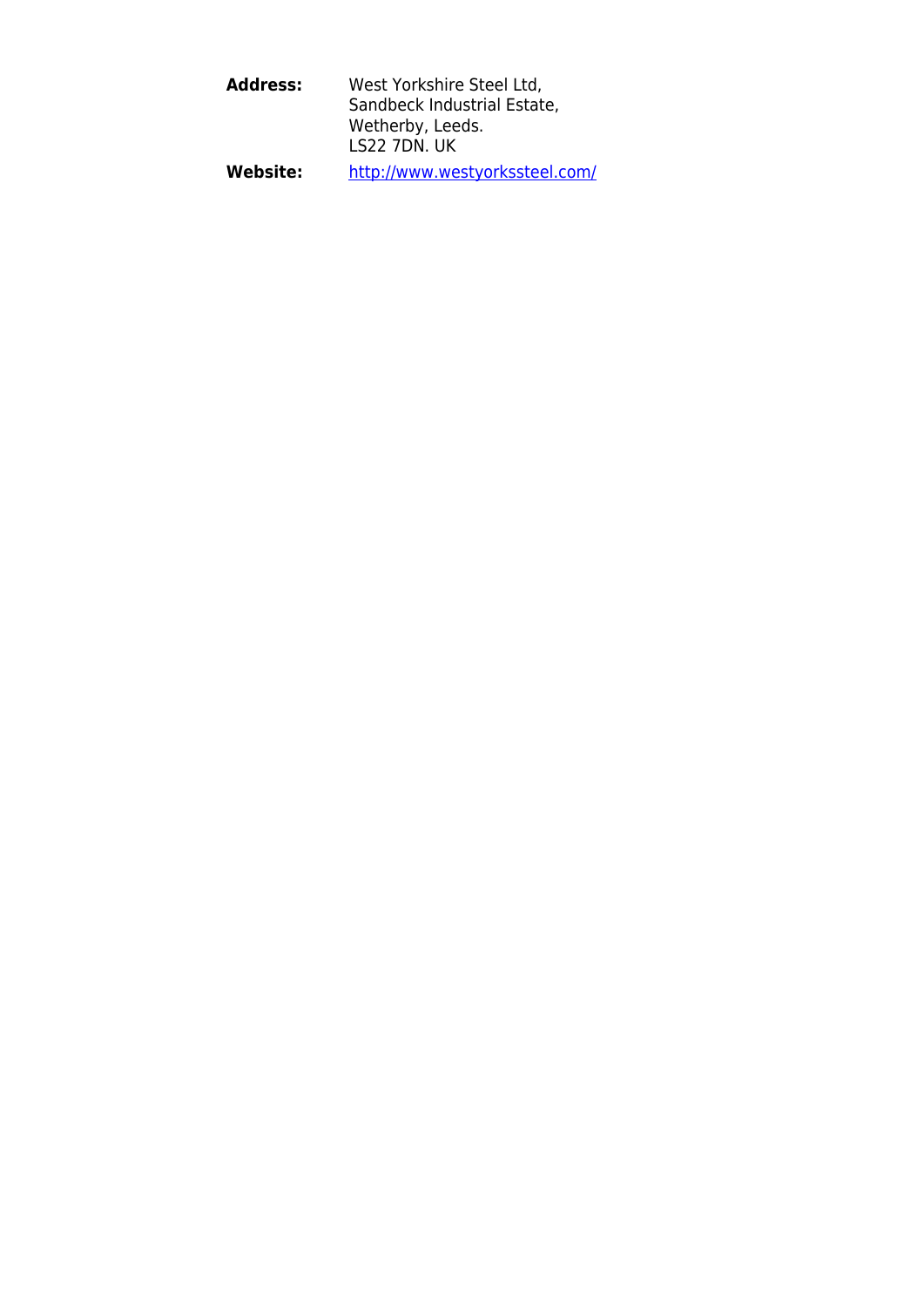**Address:** West Yorkshire Steel Ltd,
Sandbeck Industrial Estate,
Wetherby, Leeds.
LS22 7DN. UK

**Website:** [http://www.westyorkssteel.com/](http://www.westyorkssteel.com/)